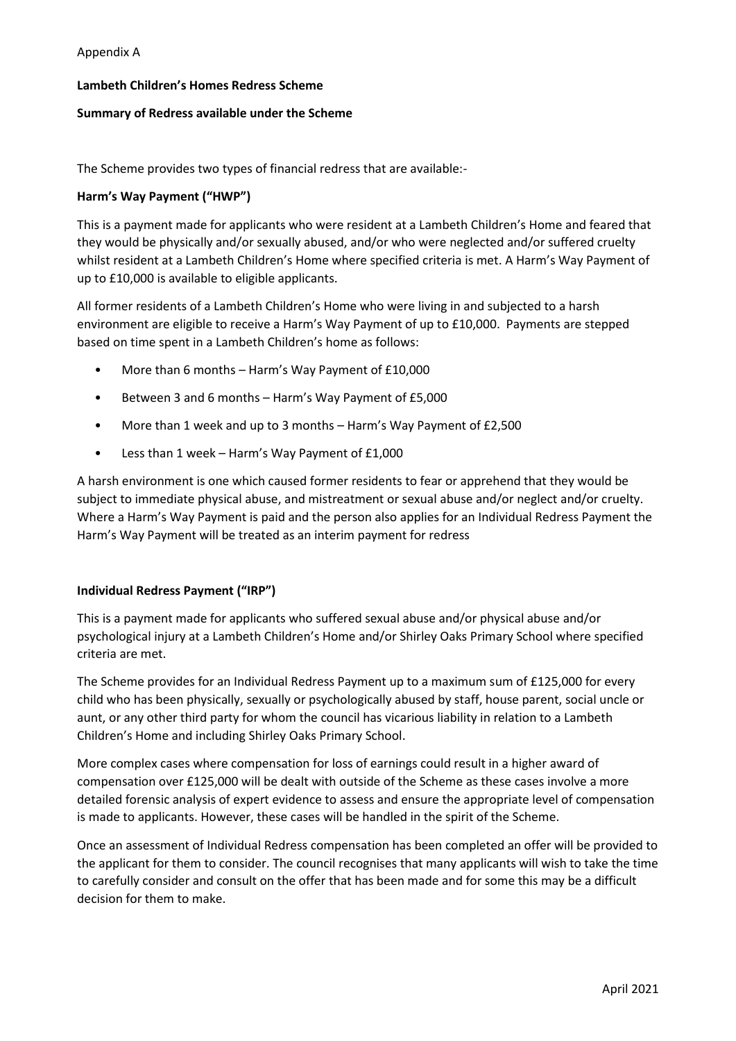Appendix A

**Lambeth Children's Homes Redress Scheme**

**Summary of Redress available under the Scheme**

The Scheme provides two types of financial redress that are available:-

**Harm's Way Payment ("HWP")**

This is a payment made for applicants who were resident at a Lambeth Children's Home and feared that they would be physically and/or sexually abused, and/or who were neglected and/or suffered cruelty whilst resident at a Lambeth Children's Home where specified criteria is met. A Harm's Way Payment of up to £10,000 is available to eligible applicants.

All former residents of a Lambeth Children's Home who were living in and subjected to a harsh environment are eligible to receive a Harm's Way Payment of up to £10,000. Payments are stepped based on time spent in a Lambeth Children's home as follows:

- More than 6 months – Harm's Way Payment of £10,000
- Between 3 and 6 months – Harm's Way Payment of £5,000
- More than 1 week and up to 3 months – Harm's Way Payment of £2,500
- Less than 1 week – Harm's Way Payment of £1,000

A harsh environment is one which caused former residents to fear or apprehend that they would be subject to immediate physical abuse, and mistreatment or sexual abuse and/or neglect and/or cruelty. Where a Harm's Way Payment is paid and the person also applies for an Individual Redress Payment the Harm's Way Payment will be treated as an interim payment for redress

**Individual Redress Payment ("IRP")**

This is a payment made for applicants who suffered sexual abuse and/or physical abuse and/or psychological injury at a Lambeth Children's Home and/or Shirley Oaks Primary School where specified criteria are met.

The Scheme provides for an Individual Redress Payment up to a maximum sum of £125,000 for every child who has been physically, sexually or psychologically abused by staff, house parent, social uncle or aunt, or any other third party for whom the council has vicarious liability in relation to a Lambeth Children's Home and including Shirley Oaks Primary School.

More complex cases where compensation for loss of earnings could result in a higher award of compensation over £125,000 will be dealt with outside of the Scheme as these cases involve a more detailed forensic analysis of expert evidence to assess and ensure the appropriate level of compensation is made to applicants. However, these cases will be handled in the spirit of the Scheme.

Once an assessment of Individual Redress compensation has been completed an offer will be provided to the applicant for them to consider. The council recognises that many applicants will wish to take the time to carefully consider and consult on the offer that has been made and for some this may be a difficult decision for them to make.

April 2021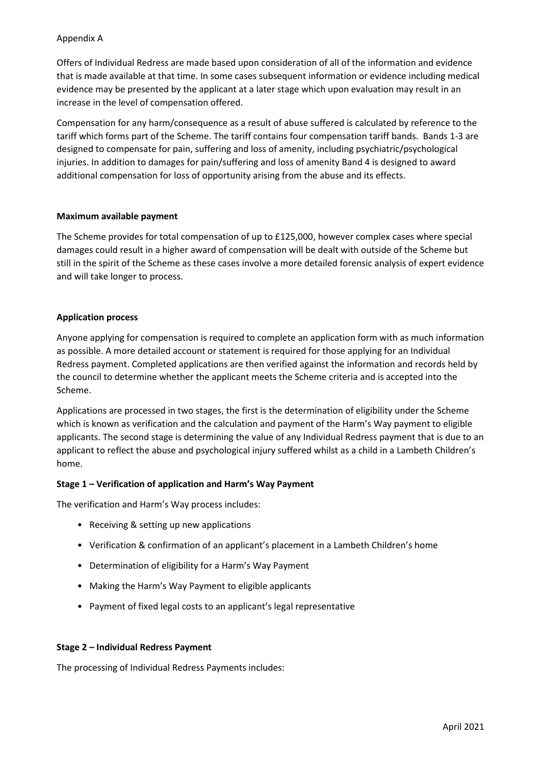Appendix A

Offers of Individual Redress are made based upon consideration of all of the information and evidence that is made available at that time. In some cases subsequent information or evidence including medical evidence may be presented by the applicant at a later stage which upon evaluation may result in an increase in the level of compensation offered.

Compensation for any harm/consequence as a result of abuse suffered is calculated by reference to the tariff which forms part of the Scheme. The tariff contains four compensation tariff bands. Bands 1-3 are designed to compensate for pain, suffering and loss of amenity, including psychiatric/psychological injuries. In addition to damages for pain/suffering and loss of amenity Band 4 is designed to award additional compensation for loss of opportunity arising from the abuse and its effects.

**Maximum available payment**

The Scheme provides for total compensation of up to £125,000, however complex cases where special damages could result in a higher award of compensation will be dealt with outside of the Scheme but still in the spirit of the Scheme as these cases involve a more detailed forensic analysis of expert evidence and will take longer to process.

**Application process**

Anyone applying for compensation is required to complete an application form with as much information as possible. A more detailed account or statement is required for those applying for an Individual Redress payment. Completed applications are then verified against the information and records held by the council to determine whether the applicant meets the Scheme criteria and is accepted into the Scheme.

Applications are processed in two stages, the first is the determination of eligibility under the Scheme which is known as verification and the calculation and payment of the Harm's Way payment to eligible applicants. The second stage is determining the value of any Individual Redress payment that is due to an applicant to reflect the abuse and psychological injury suffered whilst as a child in a Lambeth Children's home.

**Stage 1 – Verification of application and Harm's Way Payment**

The verification and Harm's Way process includes:

- Receiving & setting up new applications
- Verification & confirmation of an applicant's placement in a Lambeth Children's home
- Determination of eligibility for a Harm's Way Payment
- Making the Harm's Way Payment to eligible applicants
- Payment of fixed legal costs to an applicant's legal representative

**Stage 2 – Individual Redress Payment**

The processing of Individual Redress Payments includes: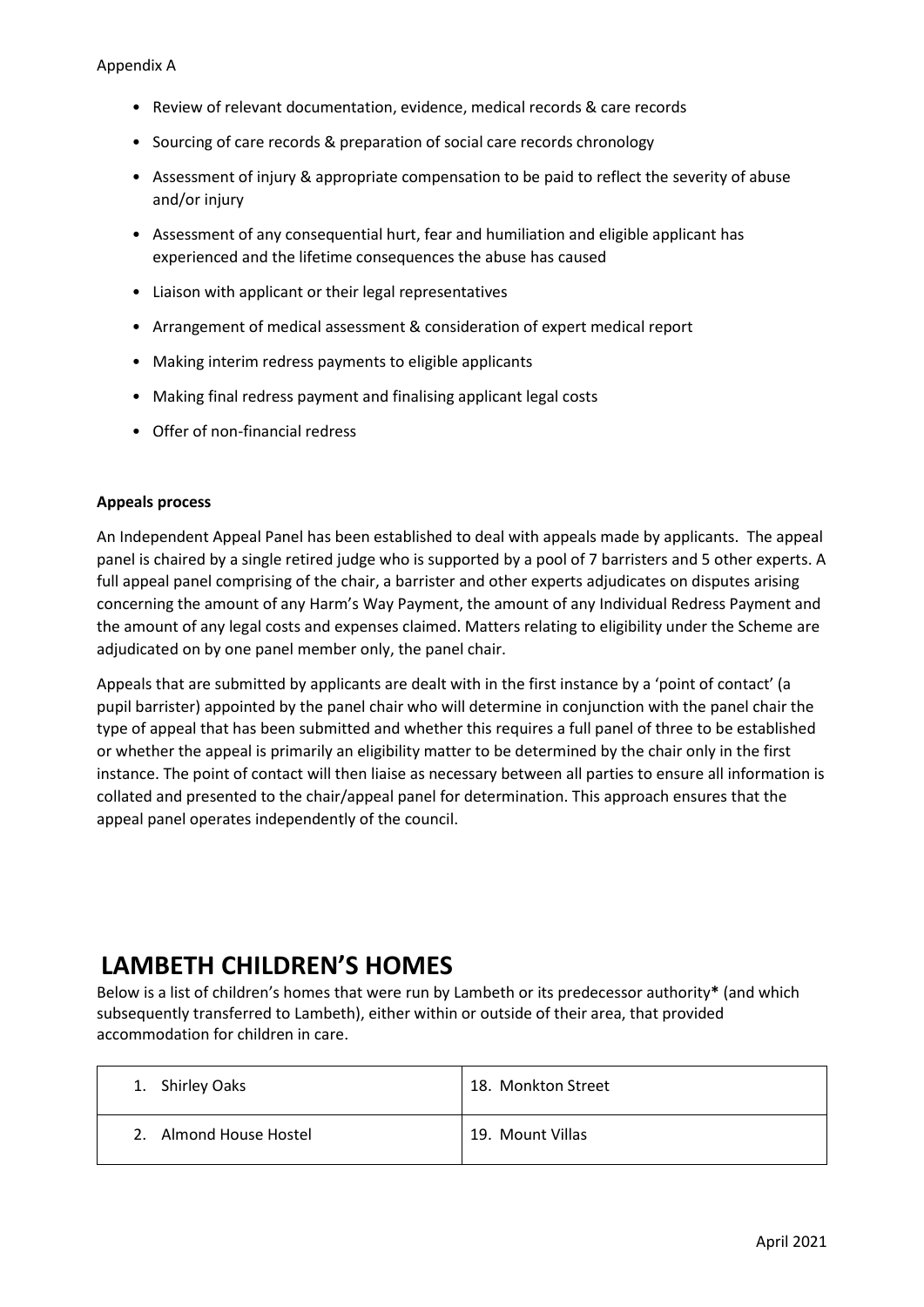Appendix A

- Review of relevant documentation, evidence, medical records & care records
- Sourcing of care records & preparation of social care records chronology
- Assessment of injury & appropriate compensation to be paid to reflect the severity of abuse and/or injury
- Assessment of any consequential hurt, fear and humiliation and eligible applicant has experienced and the lifetime consequences the abuse has caused
- Liaison with applicant or their legal representatives
- Arrangement of medical assessment & consideration of expert medical report
- Making interim redress payments to eligible applicants
- Making final redress payment and finalising applicant legal costs
- Offer of non-financial redress

**Appeals process**

An Independent Appeal Panel has been established to deal with appeals made by applicants. The appeal panel is chaired by a single retired judge who is supported by a pool of 7 barristers and 5 other experts. A full appeal panel comprising of the chair, a barrister and other experts adjudicates on disputes arising concerning the amount of any Harm's Way Payment, the amount of any Individual Redress Payment and the amount of any legal costs and expenses claimed. Matters relating to eligibility under the Scheme are adjudicated on by one panel member only, the panel chair.

Appeals that are submitted by applicants are dealt with in the first instance by a 'point of contact' (a pupil barrister) appointed by the panel chair who will determine in conjunction with the panel chair the type of appeal that has been submitted and whether this requires a full panel of three to be established or whether the appeal is primarily an eligibility matter to be determined by the chair only in the first instance. The point of contact will then liaise as necessary between all parties to ensure all information is collated and presented to the chair/appeal panel for determination. This approach ensures that the appeal panel operates independently of the council.

# LAMBETH CHILDREN'S HOMES

Below is a list of children's homes that were run by Lambeth or its predecessor authority**\*** (and which subsequently transferred to Lambeth), either within or outside of their area, that provided accommodation for children in care.

| | |
|---|---|
| 1. Shirley Oaks | 18. Monkton Street |
| 2. Almond House Hostel | 19. Mount Villas |

April 2021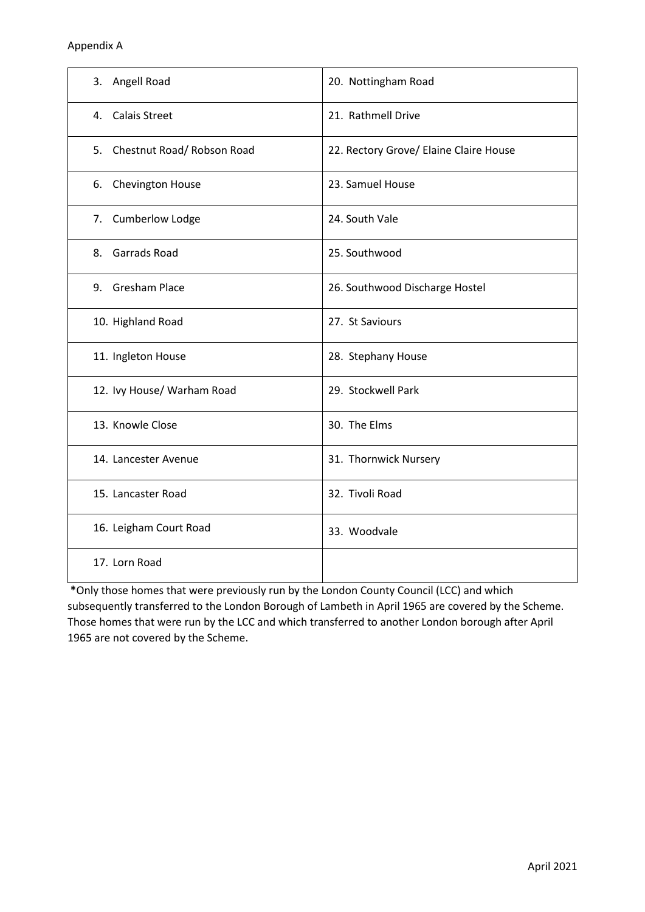Appendix A

| | |
|---|---|
| 3. Angell Road | 20. Nottingham Road |
| 4. Calais Street | 21. Rathmell Drive |
| 5. Chestnut Road/ Robson Road | 22. Rectory Grove/ Elaine Claire House |
| 6. Chevington House | 23. Samuel House |
| 7. Cumberlow Lodge | 24. South Vale |
| 8. Garrads Road | 25. Southwood |
| 9. Gresham Place | 26. Southwood Discharge Hostel |
| 10. Highland Road | 27. St Saviours |
| 11. Ingleton House | 28. Stephany House |
| 12. Ivy House/ Warham Road | 29. Stockwell Park |
| 13. Knowle Close | 30. The Elms |
| 14. Lancester Avenue | 31. Thornwick Nursery |
| 15. Lancaster Road | 32. Tivoli Road |
| 16. Leigham Court Road | 33. Woodvale |
| 17. Lorn Road | |

**\***Only those homes that were previously run by the London County Council (LCC) and which subsequently transferred to the London Borough of Lambeth in April 1965 are covered by the Scheme. Those homes that were run by the LCC and which transferred to another London borough after April 1965 are not covered by the Scheme.

April 2021